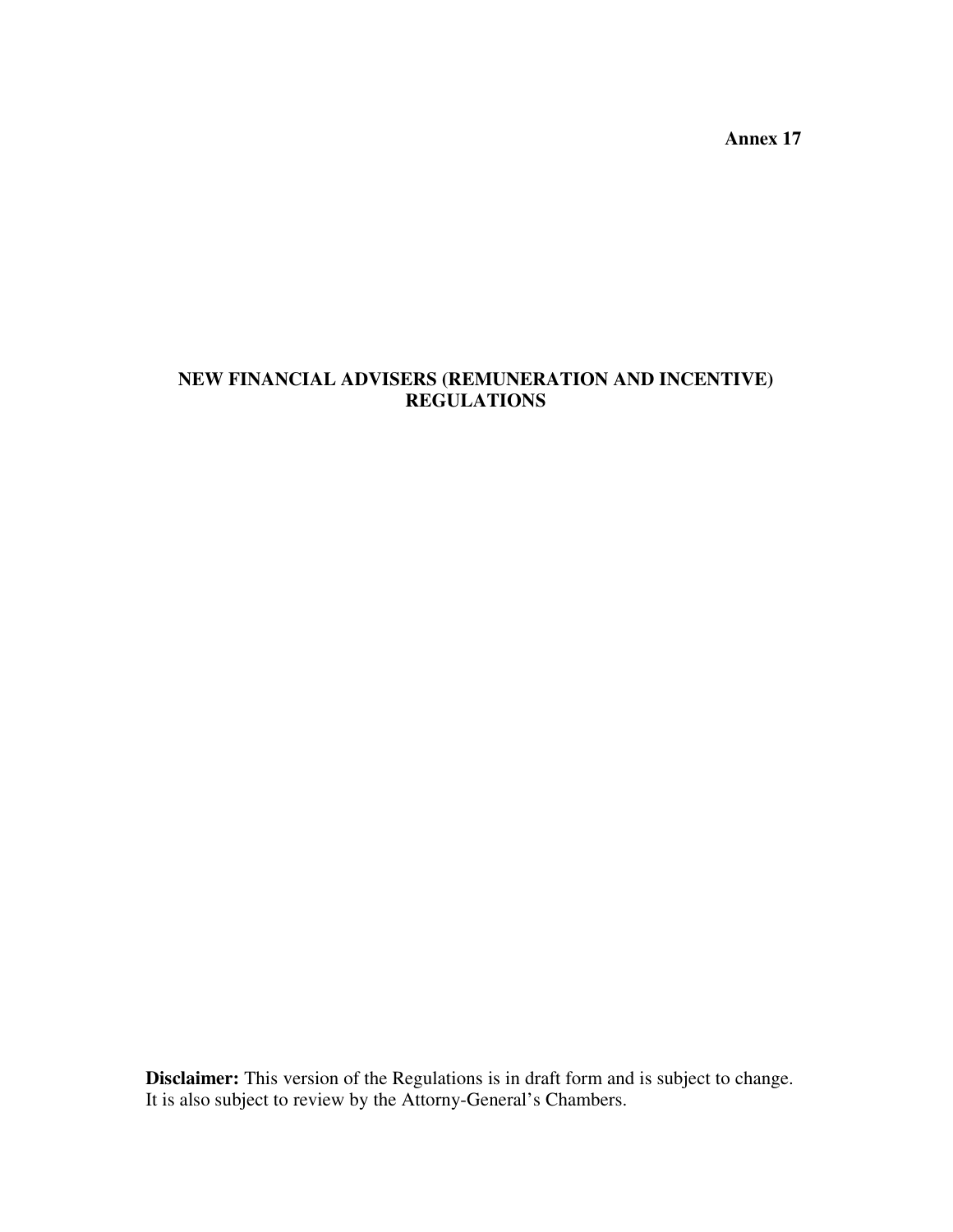**Annex 17**

# NEW FINANCIAL ADVISERS (REMUNERATION AND INCENTIVE) REGULATIONS

**Disclaimer:** This version of the Regulations is in draft form and is subject to change. It is also subject to review by the Attorny-General's Chambers.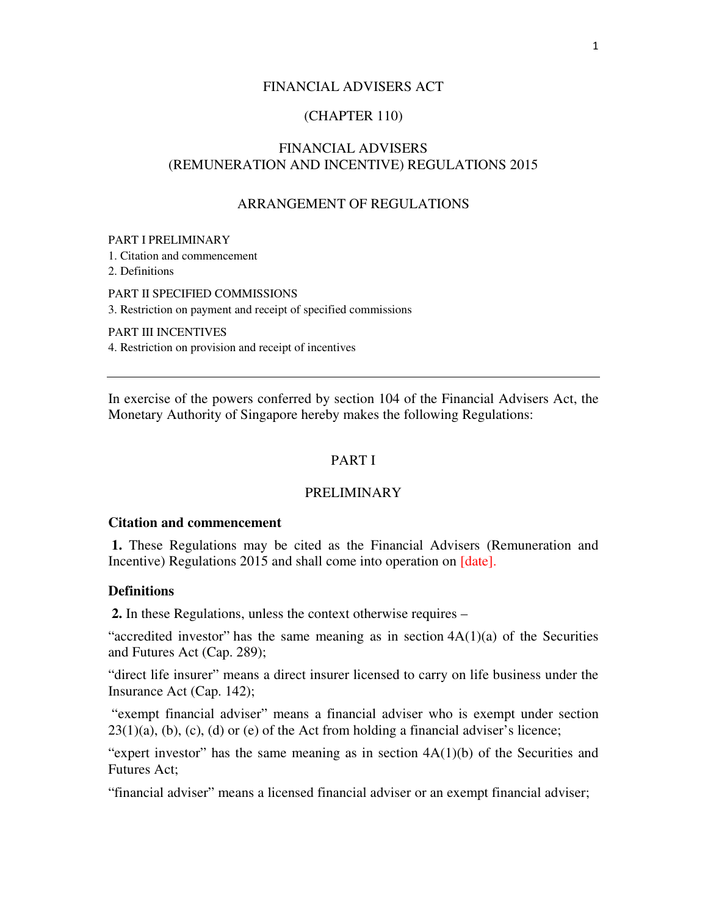FINANCIAL ADVISERS ACT

(CHAPTER 110)

FINANCIAL ADVISERS
(REMUNERATION AND INCENTIVE) REGULATIONS 2015

ARRANGEMENT OF REGULATIONS

PART I PRELIMINARY

1. Citation and commencement
2. Definitions

PART II SPECIFIED COMMISSIONS

3. Restriction on payment and receipt of specified commissions

PART III INCENTIVES

4. Restriction on provision and receipt of incentives

---

In exercise of the powers conferred by section 104 of the Financial Advisers Act, the Monetary Authority of Singapore hereby makes the following Regulations:

PART I

PRELIMINARY

**Citation and commencement**

**1.** These Regulations may be cited as the Financial Advisers (Remuneration and Incentive) Regulations 2015 and shall come into operation on [date].

**Definitions**

**2.** In these Regulations, unless the context otherwise requires –

"accredited investor" has the same meaning as in section 4A(1)(a) of the Securities and Futures Act (Cap. 289);

"direct life insurer" means a direct insurer licensed to carry on life business under the Insurance Act (Cap. 142);

"exempt financial adviser" means a financial adviser who is exempt under section 23(1)(a), (b), (c), (d) or (e) of the Act from holding a financial adviser's licence;

"expert investor" has the same meaning as in section 4A(1)(b) of the Securities and Futures Act;

"financial adviser" means a licensed financial adviser or an exempt financial adviser;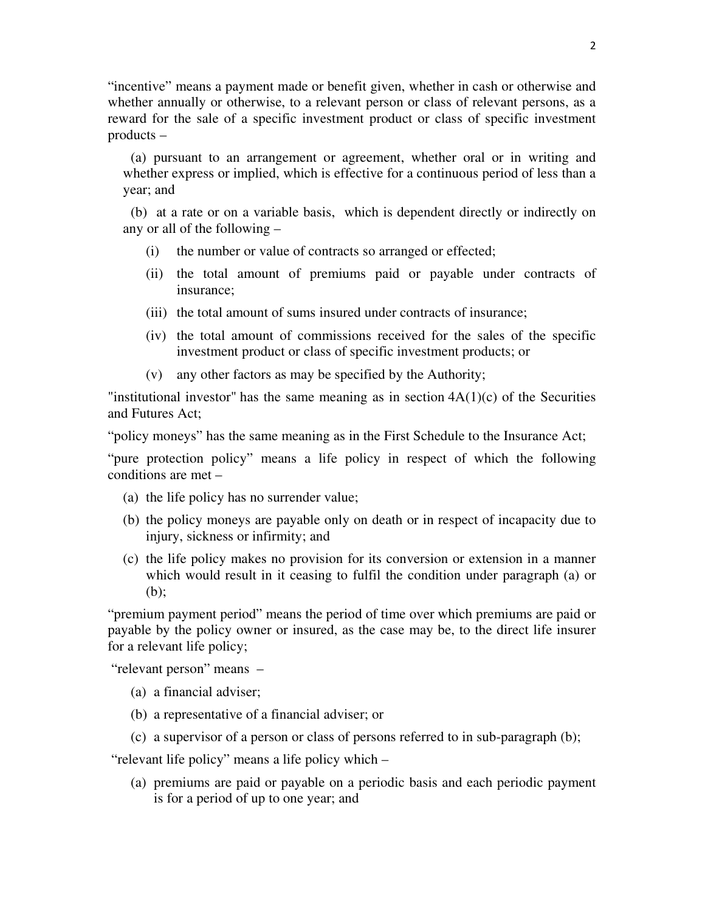"incentive" means a payment made or benefit given, whether in cash or otherwise and whether annually or otherwise, to a relevant person or class of relevant persons, as a reward for the sale of a specific investment product or class of specific investment products –

(a) pursuant to an arrangement or agreement, whether oral or in writing and whether express or implied, which is effective for a continuous period of less than a year; and

(b) at a rate or on a variable basis, which is dependent directly or indirectly on any or all of the following –

(i) the number or value of contracts so arranged or effected;

(ii) the total amount of premiums paid or payable under contracts of insurance;

(iii) the total amount of sums insured under contracts of insurance;

(iv) the total amount of commissions received for the sales of the specific investment product or class of specific investment products; or

(v) any other factors as may be specified by the Authority;

"institutional investor" has the same meaning as in section 4A(1)(c) of the Securities and Futures Act;

"policy moneys" has the same meaning as in the First Schedule to the Insurance Act;

"pure protection policy" means a life policy in respect of which the following conditions are met –

(a) the life policy has no surrender value;

(b) the policy moneys are payable only on death or in respect of incapacity due to injury, sickness or infirmity; and

(c) the life policy makes no provision for its conversion or extension in a manner which would result in it ceasing to fulfil the condition under paragraph (a) or (b);

"premium payment period" means the period of time over which premiums are paid or payable by the policy owner or insured, as the case may be, to the direct life insurer for a relevant life policy;

"relevant person" means –

(a) a financial adviser;

(b) a representative of a financial adviser; or

(c) a supervisor of a person or class of persons referred to in sub-paragraph (b);

"relevant life policy" means a life policy which –

(a) premiums are paid or payable on a periodic basis and each periodic payment is for a period of up to one year; and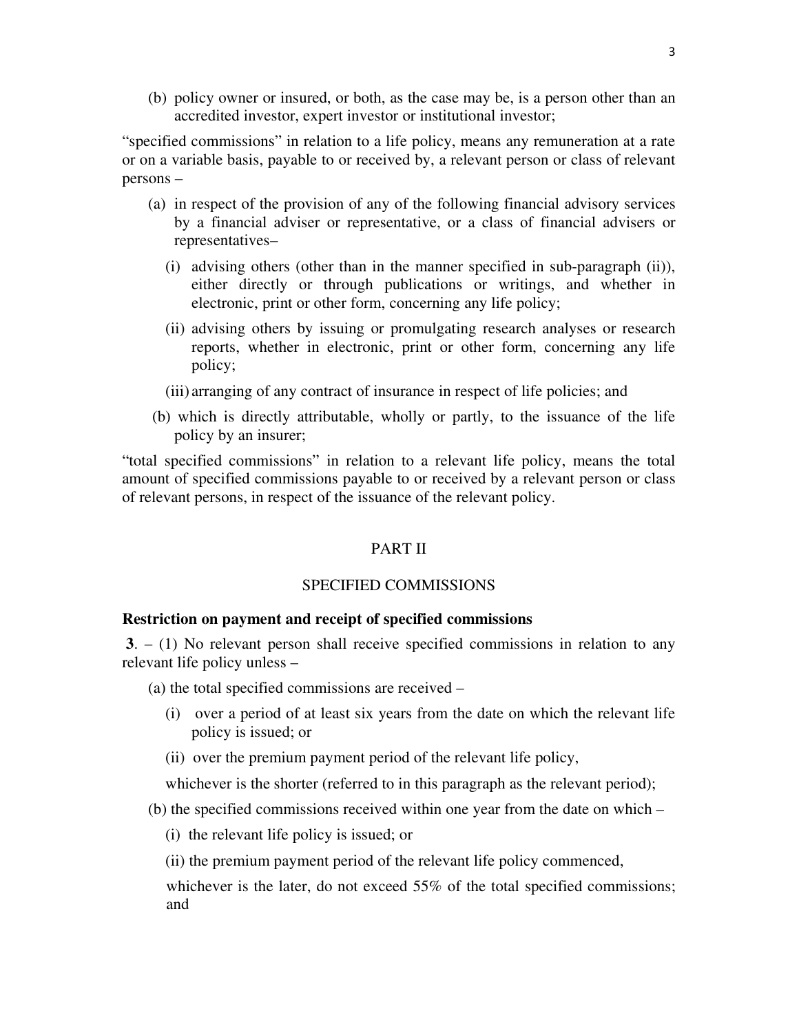(b) policy owner or insured, or both, as the case may be, is a person other than an accredited investor, expert investor or institutional investor;

"specified commissions" in relation to a life policy, means any remuneration at a rate or on a variable basis, payable to or received by, a relevant person or class of relevant persons –

(a) in respect of the provision of any of the following financial advisory services by a financial adviser or representative, or a class of financial advisers or representatives–

(i) advising others (other than in the manner specified in sub-paragraph (ii)), either directly or through publications or writings, and whether in electronic, print or other form, concerning any life policy;

(ii) advising others by issuing or promulgating research analyses or research reports, whether in electronic, print or other form, concerning any life policy;

(iii) arranging of any contract of insurance in respect of life policies; and

(b) which is directly attributable, wholly or partly, to the issuance of the life policy by an insurer;

"total specified commissions" in relation to a relevant life policy, means the total amount of specified commissions payable to or received by a relevant person or class of relevant persons, in respect of the issuance of the relevant policy.

## PART II

## SPECIFIED COMMISSIONS

**Restriction on payment and receipt of specified commissions**

**3**. – (1) No relevant person shall receive specified commissions in relation to any relevant life policy unless –

(a) the total specified commissions are received –

(i) over a period of at least six years from the date on which the relevant life policy is issued; or

(ii) over the premium payment period of the relevant life policy,

whichever is the shorter (referred to in this paragraph as the relevant period);

(b) the specified commissions received within one year from the date on which –

(i) the relevant life policy is issued; or

(ii) the premium payment period of the relevant life policy commenced,

whichever is the later, do not exceed 55% of the total specified commissions; and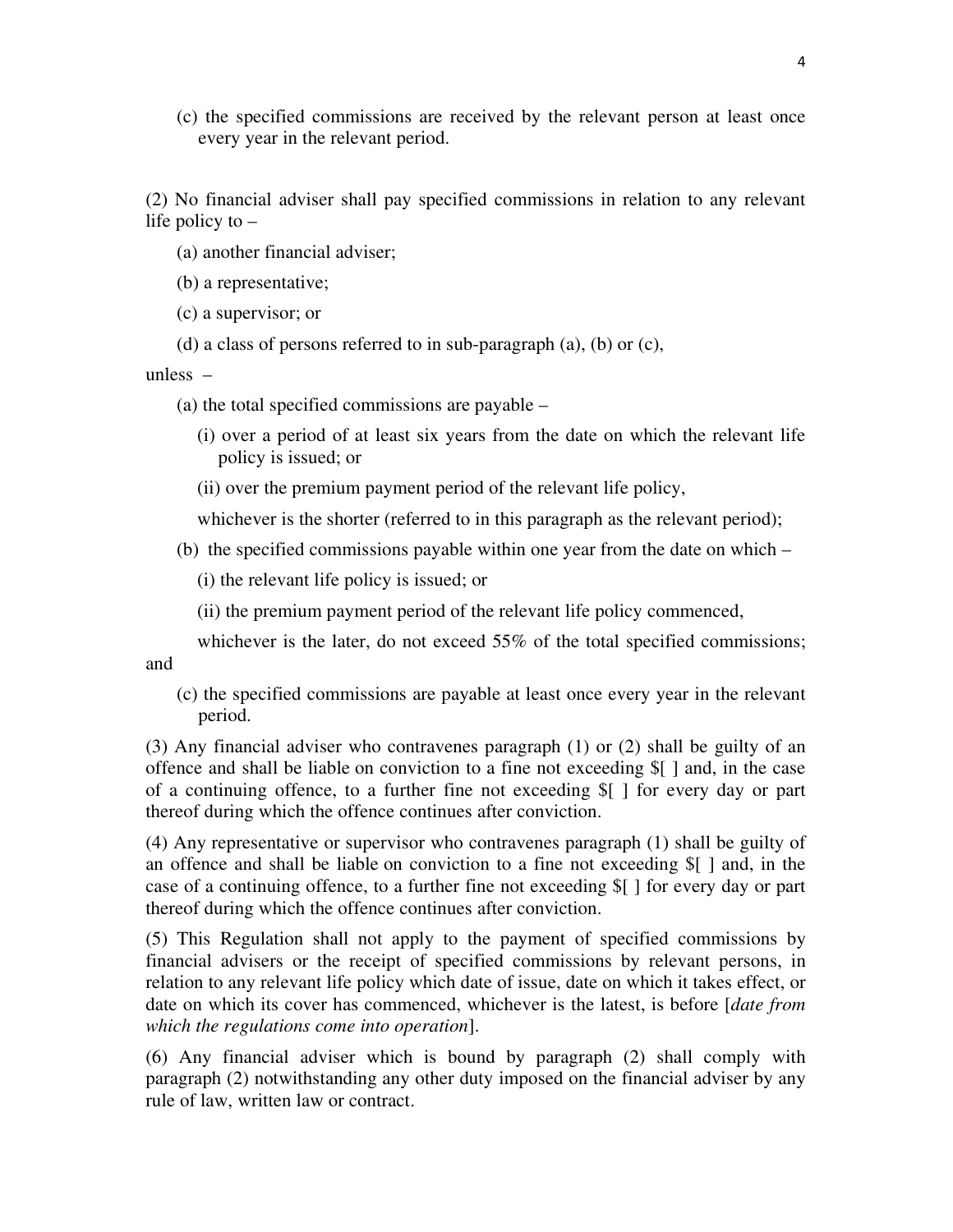(c) the specified commissions are received by the relevant person at least once every year in the relevant period.

(2) No financial adviser shall pay specified commissions in relation to any relevant life policy to –

(a) another financial adviser;

(b) a representative;

(c) a supervisor; or

(d) a class of persons referred to in sub-paragraph (a), (b) or (c),

unless –

(a) the total specified commissions are payable –

(i) over a period of at least six years from the date on which the relevant life policy is issued; or

(ii) over the premium payment period of the relevant life policy,

whichever is the shorter (referred to in this paragraph as the relevant period);

(b) the specified commissions payable within one year from the date on which –

(i) the relevant life policy is issued; or

(ii) the premium payment period of the relevant life policy commenced,

whichever is the later, do not exceed 55% of the total specified commissions; and

(c) the specified commissions are payable at least once every year in the relevant period.

(3) Any financial adviser who contravenes paragraph (1) or (2) shall be guilty of an offence and shall be liable on conviction to a fine not exceeding $[ ] and, in the case of a continuing offence, to a further fine not exceeding $[ ] for every day or part thereof during which the offence continues after conviction.

(4) Any representative or supervisor who contravenes paragraph (1) shall be guilty of an offence and shall be liable on conviction to a fine not exceeding $[ ] and, in the case of a continuing offence, to a further fine not exceeding $[ ] for every day or part thereof during which the offence continues after conviction.

(5) This Regulation shall not apply to the payment of specified commissions by financial advisers or the receipt of specified commissions by relevant persons, in relation to any relevant life policy which date of issue, date on which it takes effect, or date on which its cover has commenced, whichever is the latest, is before [*date from which the regulations come into operation*].

(6) Any financial adviser which is bound by paragraph (2) shall comply with paragraph (2) notwithstanding any other duty imposed on the financial adviser by any rule of law, written law or contract.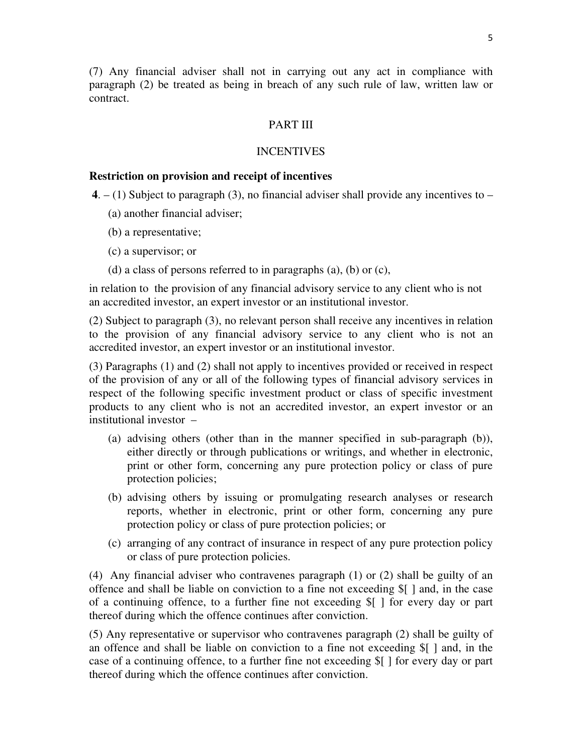(7) Any financial adviser shall not in carrying out any act in compliance with paragraph (2) be treated as being in breach of any such rule of law, written law or contract.

## PART III

## INCENTIVES

**Restriction on provision and receipt of incentives**

**4**. – (1) Subject to paragraph (3), no financial adviser shall provide any incentives to –

(a) another financial adviser;

(b) a representative;

(c) a supervisor; or

(d) a class of persons referred to in paragraphs (a), (b) or (c),

in relation to the provision of any financial advisory service to any client who is not an accredited investor, an expert investor or an institutional investor.

(2) Subject to paragraph (3), no relevant person shall receive any incentives in relation to the provision of any financial advisory service to any client who is not an accredited investor, an expert investor or an institutional investor.

(3) Paragraphs (1) and (2) shall not apply to incentives provided or received in respect of the provision of any or all of the following types of financial advisory services in respect of the following specific investment product or class of specific investment products to any client who is not an accredited investor, an expert investor or an institutional investor –

(a) advising others (other than in the manner specified in sub-paragraph (b)), either directly or through publications or writings, and whether in electronic, print or other form, concerning any pure protection policy or class of pure protection policies;

(b) advising others by issuing or promulgating research analyses or research reports, whether in electronic, print or other form, concerning any pure protection policy or class of pure protection policies; or

(c) arranging of any contract of insurance in respect of any pure protection policy or class of pure protection policies.

(4) Any financial adviser who contravenes paragraph (1) or (2) shall be guilty of an offence and shall be liable on conviction to a fine not exceeding $[ ] and, in the case of a continuing offence, to a further fine not exceeding $[ ] for every day or part thereof during which the offence continues after conviction.

(5) Any representative or supervisor who contravenes paragraph (2) shall be guilty of an offence and shall be liable on conviction to a fine not exceeding $[ ] and, in the case of a continuing offence, to a further fine not exceeding $[ ] for every day or part thereof during which the offence continues after conviction.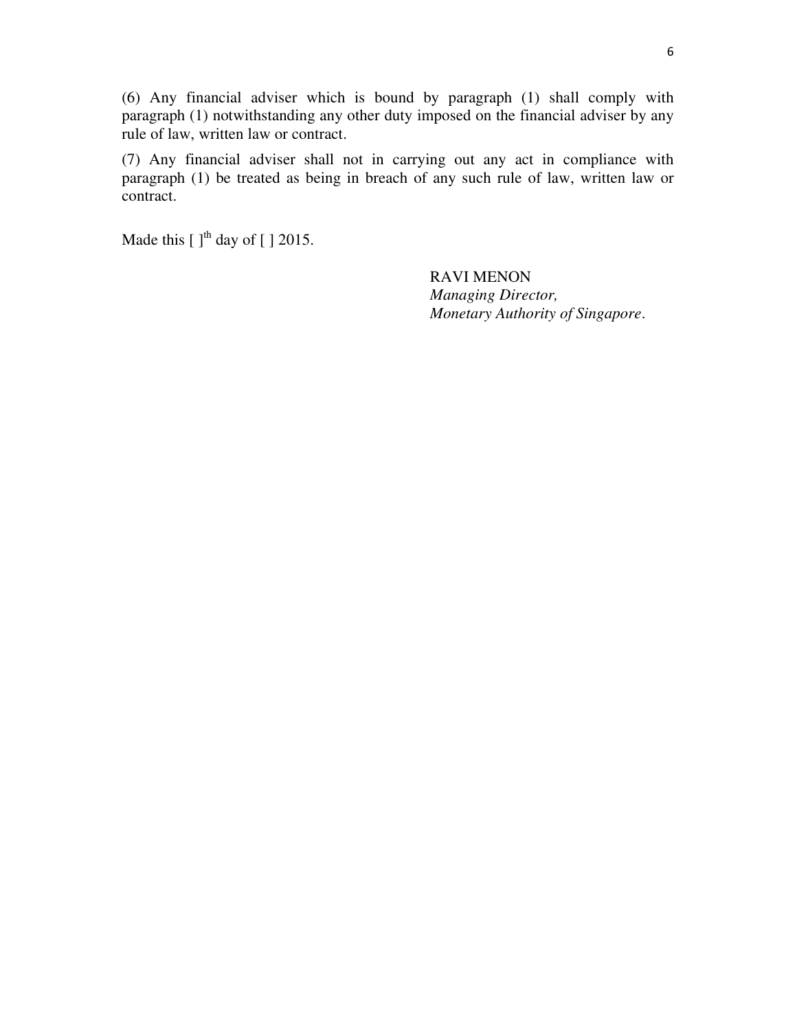(6) Any financial adviser which is bound by paragraph (1) shall comply with paragraph (1) notwithstanding any other duty imposed on the financial adviser by any rule of law, written law or contract.

(7) Any financial adviser shall not in carrying out any act in compliance with paragraph (1) be treated as being in breach of any such rule of law, written law or contract.

Made this [ ]th day of [ ] 2015.

RAVI MENON
*Managing Director,*
*Monetary Authority of Singapore*.